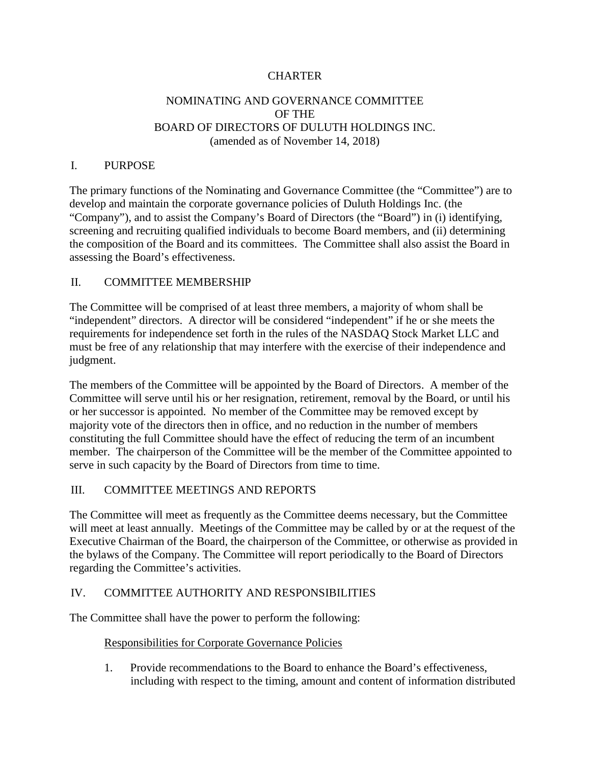# CHARTER

## NOMINATING AND GOVERNANCE COMMITTEE OF THE BOARD OF DIRECTORS OF DULUTH HOLDINGS INC.

(amended as of November 14, 2018)

## I. PURPOSE

The primary functions of the Nominating and Governance Committee (the "Committee") are to develop and maintain the corporate governance policies of Duluth Holdings Inc. (the "Company"), and to assist the Company's Board of Directors (the "Board") in (i) identifying, screening and recruiting qualified individuals to become Board members, and (ii) determining the composition of the Board and its committees. The Committee shall also assist the Board in assessing the Board's effectiveness.

## II. COMMITTEE MEMBERSHIP

The Committee will be comprised of at least three members, a majority of whom shall be "independent" directors. A director will be considered "independent" if he or she meets the requirements for independence set forth in the rules of the NASDAQ Stock Market LLC and must be free of any relationship that may interfere with the exercise of their independence and judgment.

The members of the Committee will be appointed by the Board of Directors. A member of the Committee will serve until his or her resignation, retirement, removal by the Board, or until his or her successor is appointed. No member of the Committee may be removed except by majority vote of the directors then in office, and no reduction in the number of members constituting the full Committee should have the effect of reducing the term of an incumbent member. The chairperson of the Committee will be the member of the Committee appointed to serve in such capacity by the Board of Directors from time to time.

## III. COMMITTEE MEETINGS AND REPORTS

The Committee will meet as frequently as the Committee deems necessary, but the Committee will meet at least annually. Meetings of the Committee may be called by or at the request of the Executive Chairman of the Board, the chairperson of the Committee, or otherwise as provided in the bylaws of the Company. The Committee will report periodically to the Board of Directors regarding the Committee's activities.

## IV. COMMITTEE AUTHORITY AND RESPONSIBILITIES

The Committee shall have the power to perform the following:

<u>Responsibilities for Corporate Governance Policies</u>

1. Provide recommendations to the Board to enhance the Board's effectiveness, including with respect to the timing, amount and content of information distributed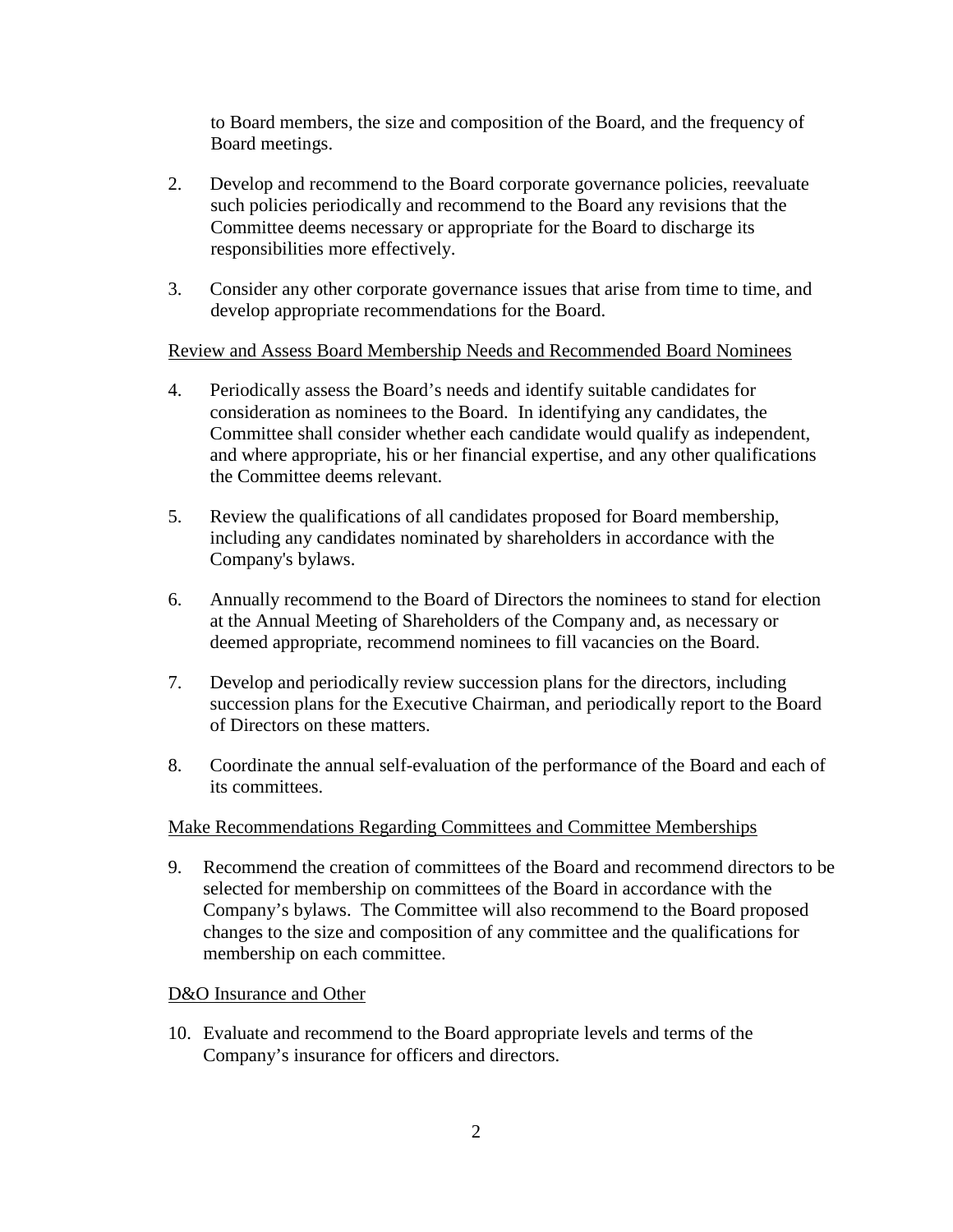to Board members, the size and composition of the Board, and the frequency of Board meetings.

2. Develop and recommend to the Board corporate governance policies, reevaluate such policies periodically and recommend to the Board any revisions that the Committee deems necessary or appropriate for the Board to discharge its responsibilities more effectively.

3. Consider any other corporate governance issues that arise from time to time, and develop appropriate recommendations for the Board.

<u>Review and Assess Board Membership Needs and Recommended Board Nominees</u>

4. Periodically assess the Board's needs and identify suitable candidates for consideration as nominees to the Board. In identifying any candidates, the Committee shall consider whether each candidate would qualify as independent, and where appropriate, his or her financial expertise, and any other qualifications the Committee deems relevant.

5. Review the qualifications of all candidates proposed for Board membership, including any candidates nominated by shareholders in accordance with the Company's bylaws.

6. Annually recommend to the Board of Directors the nominees to stand for election at the Annual Meeting of Shareholders of the Company and, as necessary or deemed appropriate, recommend nominees to fill vacancies on the Board.

7. Develop and periodically review succession plans for the directors, including succession plans for the Executive Chairman, and periodically report to the Board of Directors on these matters.

8. Coordinate the annual self-evaluation of the performance of the Board and each of its committees.

<u>Make Recommendations Regarding Committees and Committee Memberships</u>

9. Recommend the creation of committees of the Board and recommend directors to be selected for membership on committees of the Board in accordance with the Company's bylaws. The Committee will also recommend to the Board proposed changes to the size and composition of any committee and the qualifications for membership on each committee.

<u>D&O Insurance and Other</u>

10. Evaluate and recommend to the Board appropriate levels and terms of the Company's insurance for officers and directors.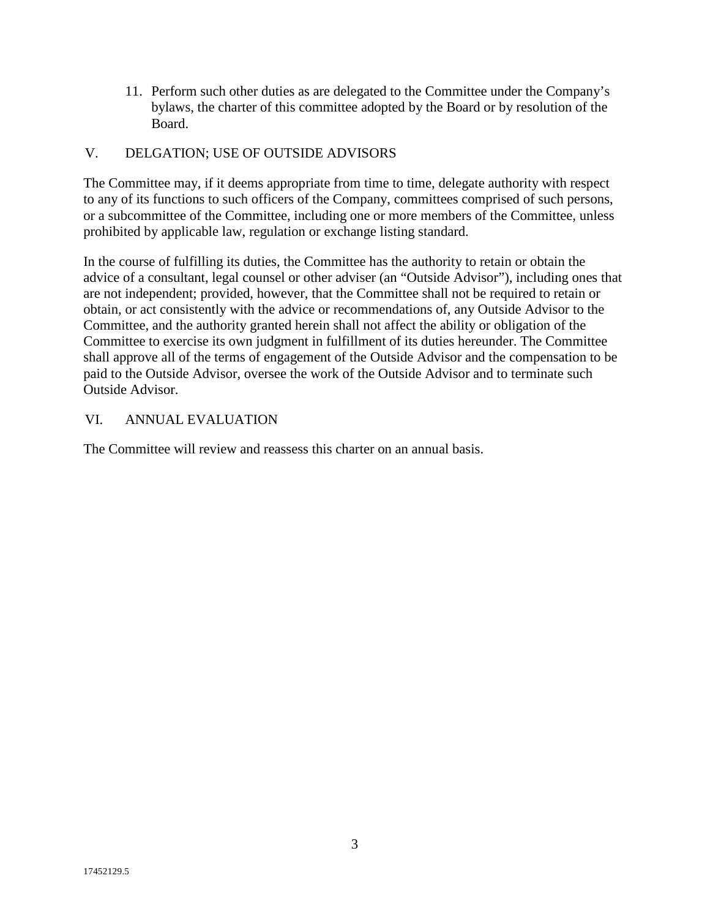11. Perform such other duties as are delegated to the Committee under the Company's bylaws, the charter of this committee adopted by the Board or by resolution of the Board.

## V. DELGATION; USE OF OUTSIDE ADVISORS

The Committee may, if it deems appropriate from time to time, delegate authority with respect to any of its functions to such officers of the Company, committees comprised of such persons, or a subcommittee of the Committee, including one or more members of the Committee, unless prohibited by applicable law, regulation or exchange listing standard.

In the course of fulfilling its duties, the Committee has the authority to retain or obtain the advice of a consultant, legal counsel or other adviser (an "Outside Advisor"), including ones that are not independent; provided, however, that the Committee shall not be required to retain or obtain, or act consistently with the advice or recommendations of, any Outside Advisor to the Committee, and the authority granted herein shall not affect the ability or obligation of the Committee to exercise its own judgment in fulfillment of its duties hereunder. The Committee shall approve all of the terms of engagement of the Outside Advisor and the compensation to be paid to the Outside Advisor, oversee the work of the Outside Advisor and to terminate such Outside Advisor.

## VI. ANNUAL EVALUATION

The Committee will review and reassess this charter on an annual basis.

17452129.5